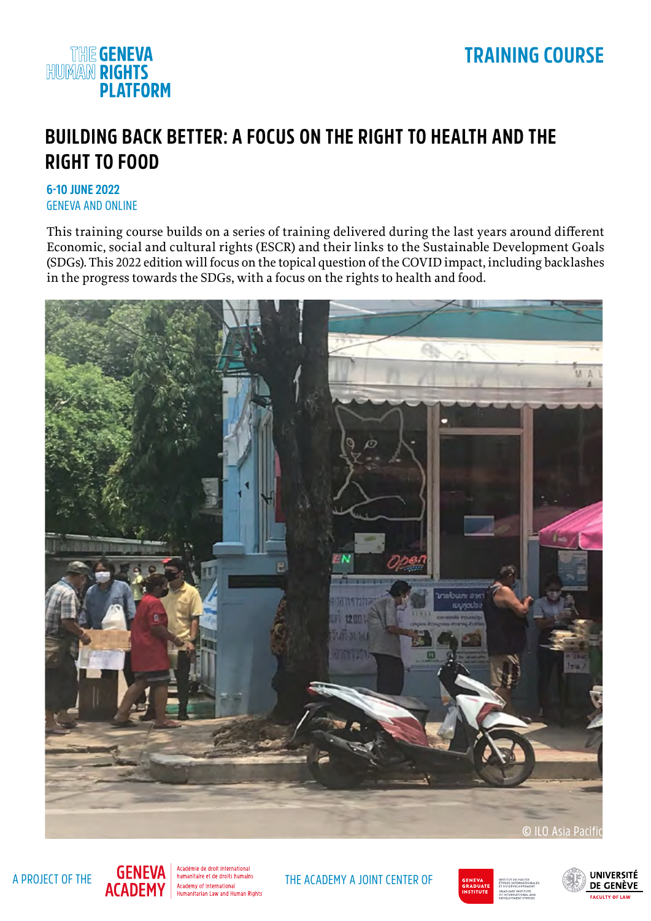THE GENEVA HUMAN RIGHTS PLATFORM

TRAINING COURSE

# BUILDING BACK BETTER: A FOCUS ON THE RIGHT TO HEALTH AND THE RIGHT TO FOOD

**6-10 JUNE 2022**
GENEVA AND ONLINE

This training course builds on a series of training delivered during the last years around different Economic, social and cultural rights (ESCR) and their links to the Sustainable Development Goals (SDGs). This 2022 edition will focus on the topical question of the COVID impact, including backlashes in the progress towards the SDGs, with a focus on the rights to health and food.

© ILO Asia Pacific

A PROJECT OF THE GENEVA ACADEMY Académie de droit international humanitaire et de droits humains Academy of International Humanitarian Law and Human Rights

THE ACADEMY A JOINT CENTER OF GENEVA GRADUATE INSTITUTE UNIVERSITÉ DE GENÈVE FACULTY OF LAW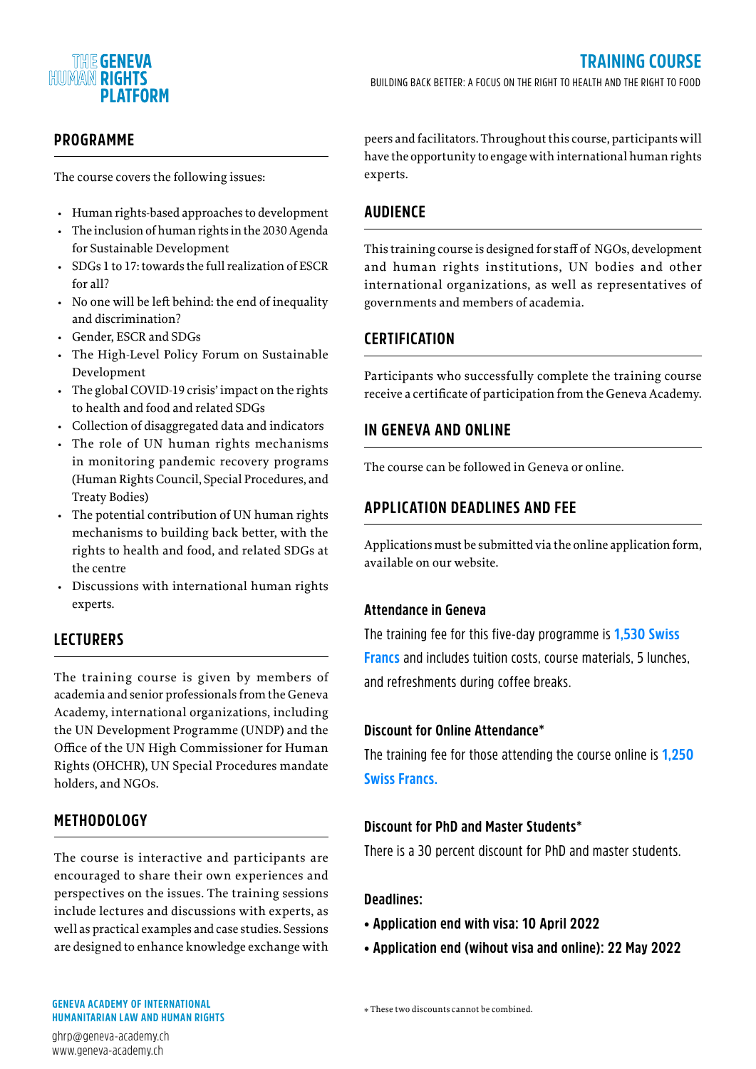## PROGRAMME

The course covers the following issues:

- Human rights-based approaches to development
- The inclusion of human rights in the 2030 Agenda for Sustainable Development
- SDGs 1 to 17: towards the full realization of ESCR for all?
- No one will be left behind: the end of inequality and discrimination?
- Gender, ESCR and SDGs
- The High-Level Policy Forum on Sustainable Development
- The global COVID-19 crisis' impact on the rights to health and food and related SDGs
- Collection of disaggregated data and indicators
- The role of UN human rights mechanisms in monitoring pandemic recovery programs (Human Rights Council, Special Procedures, and Treaty Bodies)
- The potential contribution of UN human rights mechanisms to building back better, with the rights to health and food, and related SDGs at the centre
- Discussions with international human rights experts.

## LECTURERS

The training course is given by members of academia and senior professionals from the Geneva Academy, international organizations, including the UN Development Programme (UNDP) and the Office of the UN High Commissioner for Human Rights (OHCHR), UN Special Procedures mandate holders, and NGOs.

## METHODOLOGY

The course is interactive and participants are encouraged to share their own experiences and perspectives on the issues. The training sessions include lectures and discussions with experts, as well as practical examples and case studies. Sessions are designed to enhance knowledge exchange with peers and facilitators. Throughout this course, participants will have the opportunity to engage with international human rights experts.

## AUDIENCE

This training course is designed for staff of NGOs, development and human rights institutions, UN bodies and other international organizations, as well as representatives of governments and members of academia.

## CERTIFICATION

Participants who successfully complete the training course receive a certificate of participation from the Geneva Academy.

## IN GENEVA AND ONLINE

The course can be followed in Geneva or online.

## APPLICATION DEADLINES AND FEE

Applications must be submitted via the online application form, available on our website.

**Attendance in Geneva**

The training fee for this five-day programme is **1,530 Swiss Francs** and includes tuition costs, course materials, 5 lunches, and refreshments during coffee breaks.

**Discount for Online Attendance***

The training fee for those attending the course online is **1,250 Swiss Francs.**

**Discount for PhD and Master Students***

There is a 30 percent discount for PhD and master students.

**Deadlines:**

- **Application end with visa: 10 April 2022**
- **Application end (wihout visa and online): 22 May 2022**

* These two discounts cannot be combined.

**GENEVA ACADEMY OF INTERNATIONAL HUMANITARIAN LAW AND HUMAN RIGHTS**

ghrp@geneva-academy.ch
www.geneva-academy.ch